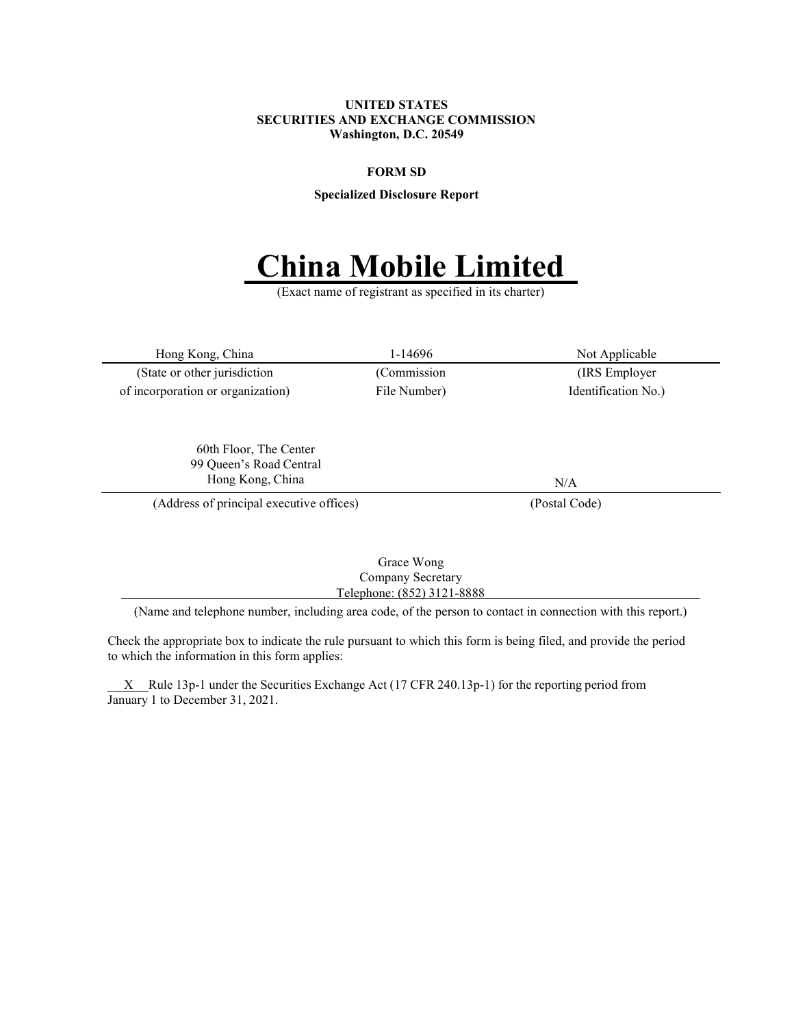**UNITED STATES**
**SECURITIES AND EXCHANGE COMMISSION**
**Washington, D.C. 20549**

**FORM SD**

**Specialized Disclosure Report**

# China Mobile Limited

(Exact name of registrant as specified in its charter)

| Hong Kong, China | 1-14696 | Not Applicable |
|---|---|---|
| (State or other jurisdiction of incorporation or organization) | (Commission File Number) | (IRS Employer Identification No.) |

| 60th Floor, The Center<br>99 Queen's Road Central<br>Hong Kong, China | N/A |
|---|---|
| (Address of principal executive offices) | (Postal Code) |

Grace Wong
Company Secretary
Telephone: (852) 3121-8888

(Name and telephone number, including area code, of the person to contact in connection with this report.)

Check the appropriate box to indicate the rule pursuant to which this form is being filed, and provide the period to which the information in this form applies:

X Rule 13p-1 under the Securities Exchange Act (17 CFR 240.13p-1) for the reporting period from January 1 to December 31, 2021.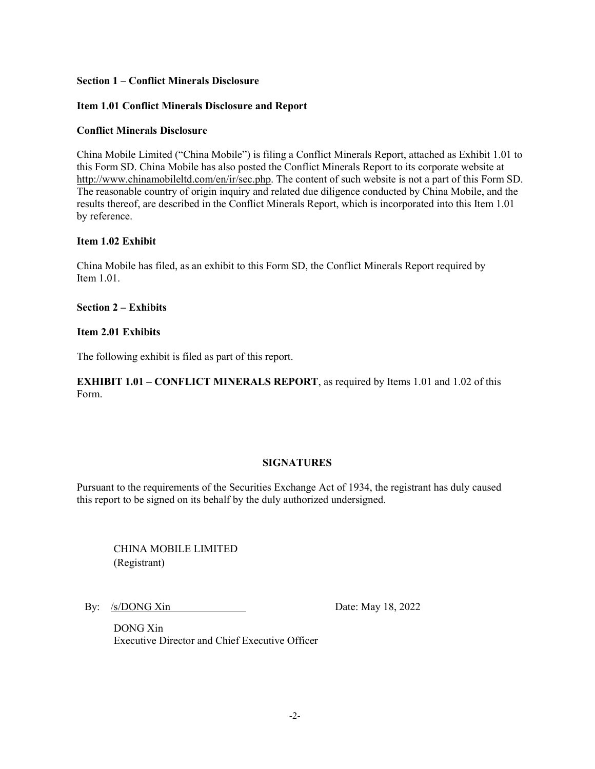**Section 1 – Conflict Minerals Disclosure**

**Item 1.01 Conflict Minerals Disclosure and Report**

**Conflict Minerals Disclosure**

China Mobile Limited ("China Mobile") is filing a Conflict Minerals Report, attached as Exhibit 1.01 to this Form SD. China Mobile has also posted the Conflict Minerals Report to its corporate website at http://www.chinamobileltd.com/en/ir/sec.php. The content of such website is not a part of this Form SD. The reasonable country of origin inquiry and related due diligence conducted by China Mobile, and the results thereof, are described in the Conflict Minerals Report, which is incorporated into this Item 1.01 by reference.

**Item 1.02 Exhibit**

China Mobile has filed, as an exhibit to this Form SD, the Conflict Minerals Report required by Item 1.01.

**Section 2 – Exhibits**

**Item 2.01 Exhibits**

The following exhibit is filed as part of this report.

**EXHIBIT 1.01 – CONFLICT MINERALS REPORT**, as required by Items 1.01 and 1.02 of this Form.

**SIGNATURES**

Pursuant to the requirements of the Securities Exchange Act of 1934, the registrant has duly caused this report to be signed on its behalf by the duly authorized undersigned.

CHINA MOBILE LIMITED
(Registrant)

By: /s/DONG Xin

Date: May 18, 2022

DONG Xin
Executive Director and Chief Executive Officer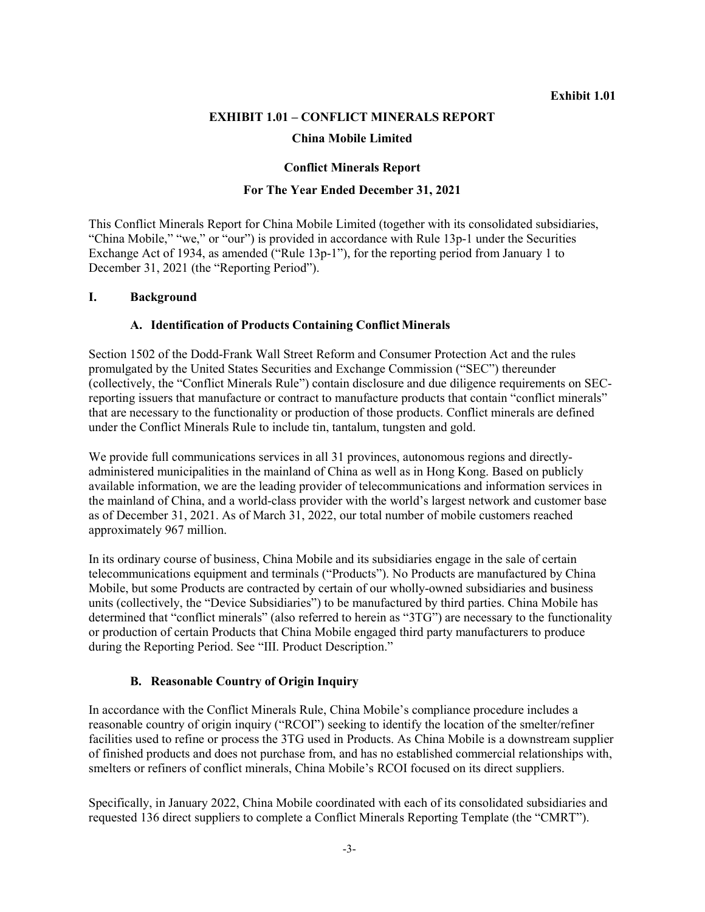Exhibit 1.01

# EXHIBIT 1.01 – CONFLICT MINERALS REPORT

## China Mobile Limited

## Conflict Minerals Report

## For The Year Ended December 31, 2021

This Conflict Minerals Report for China Mobile Limited (together with its consolidated subsidiaries, "China Mobile," "we," or "our") is provided in accordance with Rule 13p-1 under the Securities Exchange Act of 1934, as amended ("Rule 13p-1"), for the reporting period from January 1 to December 31, 2021 (the "Reporting Period").

### I. Background

#### A. Identification of Products Containing Conflict Minerals

Section 1502 of the Dodd-Frank Wall Street Reform and Consumer Protection Act and the rules promulgated by the United States Securities and Exchange Commission ("SEC") thereunder (collectively, the "Conflict Minerals Rule") contain disclosure and due diligence requirements on SEC-reporting issuers that manufacture or contract to manufacture products that contain "conflict minerals" that are necessary to the functionality or production of those products. Conflict minerals are defined under the Conflict Minerals Rule to include tin, tantalum, tungsten and gold.

We provide full communications services in all 31 provinces, autonomous regions and directly-administered municipalities in the mainland of China as well as in Hong Kong. Based on publicly available information, we are the leading provider of telecommunications and information services in the mainland of China, and a world-class provider with the world's largest network and customer base as of December 31, 2021. As of March 31, 2022, our total number of mobile customers reached approximately 967 million.

In its ordinary course of business, China Mobile and its subsidiaries engage in the sale of certain telecommunications equipment and terminals ("Products"). No Products are manufactured by China Mobile, but some Products are contracted by certain of our wholly-owned subsidiaries and business units (collectively, the "Device Subsidiaries") to be manufactured by third parties. China Mobile has determined that "conflict minerals" (also referred to herein as "3TG") are necessary to the functionality or production of certain Products that China Mobile engaged third party manufacturers to produce during the Reporting Period. See "III. Product Description."

#### B. Reasonable Country of Origin Inquiry

In accordance with the Conflict Minerals Rule, China Mobile's compliance procedure includes a reasonable country of origin inquiry ("RCOI") seeking to identify the location of the smelter/refiner facilities used to refine or process the 3TG used in Products. As China Mobile is a downstream supplier of finished products and does not purchase from, and has no established commercial relationships with, smelters or refiners of conflict minerals, China Mobile's RCOI focused on its direct suppliers.

Specifically, in January 2022, China Mobile coordinated with each of its consolidated subsidiaries and requested 136 direct suppliers to complete a Conflict Minerals Reporting Template (the "CMRT").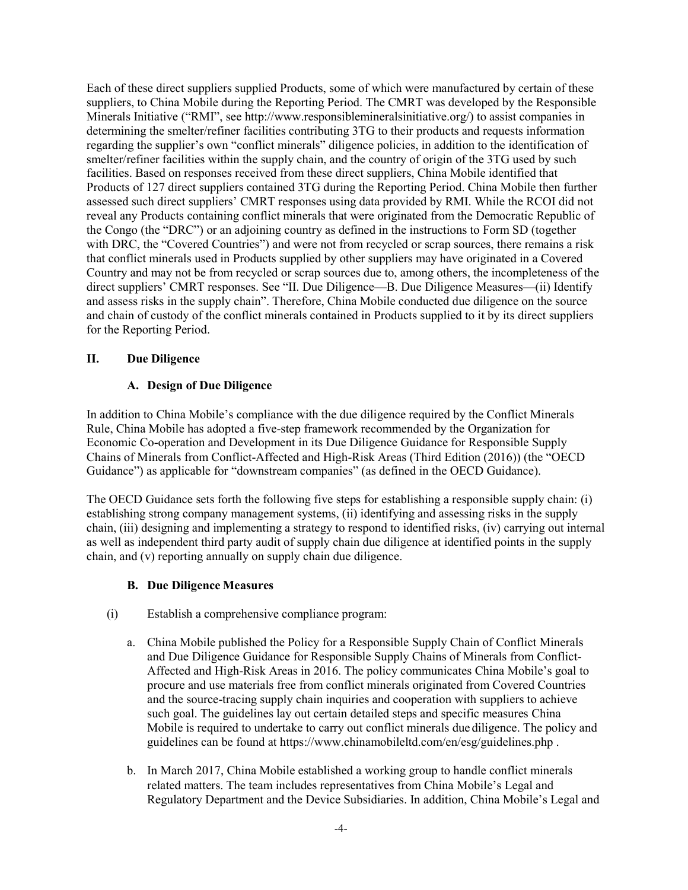Each of these direct suppliers supplied Products, some of which were manufactured by certain of these suppliers, to China Mobile during the Reporting Period. The CMRT was developed by the Responsible Minerals Initiative ("RMI", see http://www.responsiblemineralsinitiative.org/) to assist companies in determining the smelter/refiner facilities contributing 3TG to their products and requests information regarding the supplier's own "conflict minerals" diligence policies, in addition to the identification of smelter/refiner facilities within the supply chain, and the country of origin of the 3TG used by such facilities. Based on responses received from these direct suppliers, China Mobile identified that Products of 127 direct suppliers contained 3TG during the Reporting Period. China Mobile then further assessed such direct suppliers' CMRT responses using data provided by RMI. While the RCOI did not reveal any Products containing conflict minerals that were originated from the Democratic Republic of the Congo (the "DRC") or an adjoining country as defined in the instructions to Form SD (together with DRC, the "Covered Countries") and were not from recycled or scrap sources, there remains a risk that conflict minerals used in Products supplied by other suppliers may have originated in a Covered Country and may not be from recycled or scrap sources due to, among others, the incompleteness of the direct suppliers' CMRT responses. See "II. Due Diligence—B. Due Diligence Measures—(ii) Identify and assess risks in the supply chain". Therefore, China Mobile conducted due diligence on the source and chain of custody of the conflict minerals contained in Products supplied to it by its direct suppliers for the Reporting Period.

## II. Due Diligence

### A. Design of Due Diligence

In addition to China Mobile's compliance with the due diligence required by the Conflict Minerals Rule, China Mobile has adopted a five-step framework recommended by the Organization for Economic Co-operation and Development in its Due Diligence Guidance for Responsible Supply Chains of Minerals from Conflict-Affected and High-Risk Areas (Third Edition (2016)) (the "OECD Guidance") as applicable for "downstream companies" (as defined in the OECD Guidance).

The OECD Guidance sets forth the following five steps for establishing a responsible supply chain: (i) establishing strong company management systems, (ii) identifying and assessing risks in the supply chain, (iii) designing and implementing a strategy to respond to identified risks, (iv) carrying out internal as well as independent third party audit of supply chain due diligence at identified points in the supply chain, and (v) reporting annually on supply chain due diligence.

### B. Due Diligence Measures

(i) Establish a comprehensive compliance program:

a. China Mobile published the Policy for a Responsible Supply Chain of Conflict Minerals and Due Diligence Guidance for Responsible Supply Chains of Minerals from Conflict-Affected and High-Risk Areas in 2016. The policy communicates China Mobile's goal to procure and use materials free from conflict minerals originated from Covered Countries and the source-tracing supply chain inquiries and cooperation with suppliers to achieve such goal. The guidelines lay out certain detailed steps and specific measures China Mobile is required to undertake to carry out conflict minerals due diligence. The policy and guidelines can be found at https://www.chinamobileltd.com/en/esg/guidelines.php .

b. In March 2017, China Mobile established a working group to handle conflict minerals related matters. The team includes representatives from China Mobile's Legal and Regulatory Department and the Device Subsidiaries. In addition, China Mobile's Legal and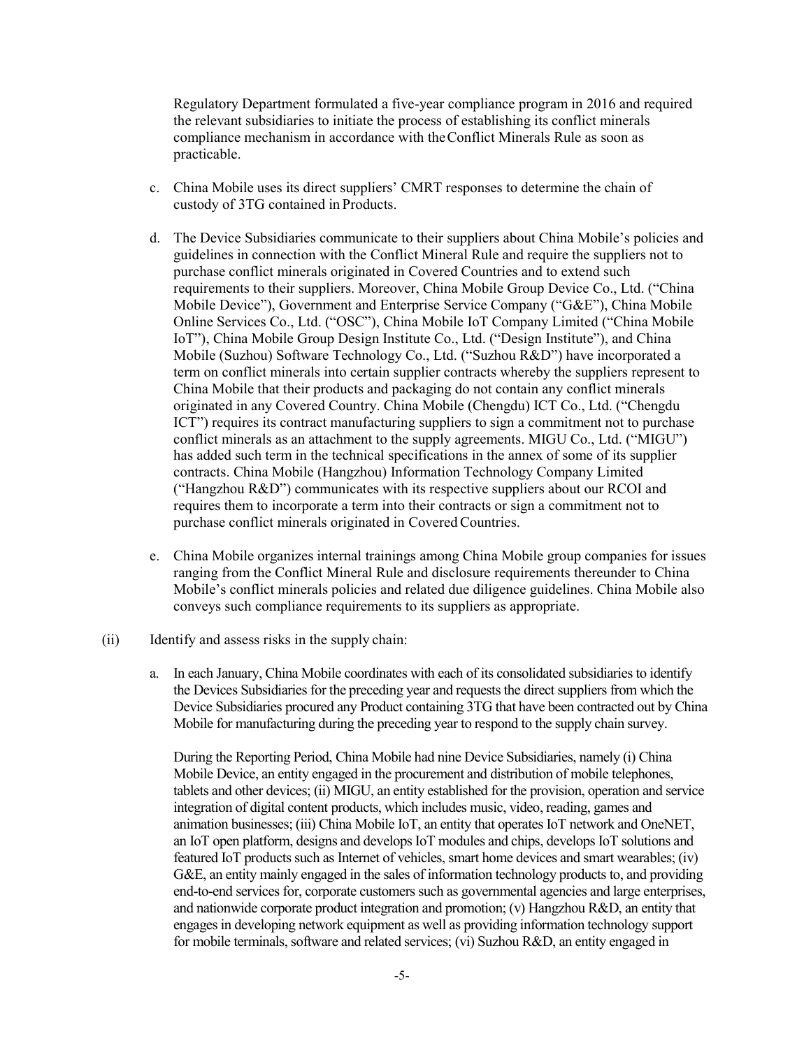Regulatory Department formulated a five-year compliance program in 2016 and required the relevant subsidiaries to initiate the process of establishing its conflict minerals compliance mechanism in accordance with the Conflict Minerals Rule as soon as practicable.

c. China Mobile uses its direct suppliers' CMRT responses to determine the chain of custody of 3TG contained in Products.

d. The Device Subsidiaries communicate to their suppliers about China Mobile's policies and guidelines in connection with the Conflict Mineral Rule and require the suppliers not to purchase conflict minerals originated in Covered Countries and to extend such requirements to their suppliers. Moreover, China Mobile Group Device Co., Ltd. ("China Mobile Device"), Government and Enterprise Service Company ("G&E"), China Mobile Online Services Co., Ltd. ("OSC"), China Mobile IoT Company Limited ("China Mobile IoT"), China Mobile Group Design Institute Co., Ltd. ("Design Institute"), and China Mobile (Suzhou) Software Technology Co., Ltd. ("Suzhou R&D") have incorporated a term on conflict minerals into certain supplier contracts whereby the suppliers represent to China Mobile that their products and packaging do not contain any conflict minerals originated in any Covered Country. China Mobile (Chengdu) ICT Co., Ltd. ("Chengdu ICT") requires its contract manufacturing suppliers to sign a commitment not to purchase conflict minerals as an attachment to the supply agreements. MIGU Co., Ltd. ("MIGU") has added such term in the technical specifications in the annex of some of its supplier contracts. China Mobile (Hangzhou) Information Technology Company Limited ("Hangzhou R&D") communicates with its respective suppliers about our RCOI and requires them to incorporate a term into their contracts or sign a commitment not to purchase conflict minerals originated in Covered Countries.

e. China Mobile organizes internal trainings among China Mobile group companies for issues ranging from the Conflict Mineral Rule and disclosure requirements thereunder to China Mobile's conflict minerals policies and related due diligence guidelines. China Mobile also conveys such compliance requirements to its suppliers as appropriate.

(ii) Identify and assess risks in the supply chain:

a. In each January, China Mobile coordinates with each of its consolidated subsidiaries to identify the Devices Subsidiaries for the preceding year and requests the direct suppliers from which the Device Subsidiaries procured any Product containing 3TG that have been contracted out by China Mobile for manufacturing during the preceding year to respond to the supply chain survey.

During the Reporting Period, China Mobile had nine Device Subsidiaries, namely (i) China Mobile Device, an entity engaged in the procurement and distribution of mobile telephones, tablets and other devices; (ii) MIGU, an entity established for the provision, operation and service integration of digital content products, which includes music, video, reading, games and animation businesses; (iii) China Mobile IoT, an entity that operates IoT network and OneNET, an IoT open platform, designs and develops IoT modules and chips, develops IoT solutions and featured IoT products such as Internet of vehicles, smart home devices and smart wearables; (iv) G&E, an entity mainly engaged in the sales of information technology products to, and providing end-to-end services for, corporate customers such as governmental agencies and large enterprises, and nationwide corporate product integration and promotion; (v) Hangzhou R&D, an entity that engages in developing network equipment as well as providing information technology support for mobile terminals, software and related services; (vi) Suzhou R&D, an entity engaged in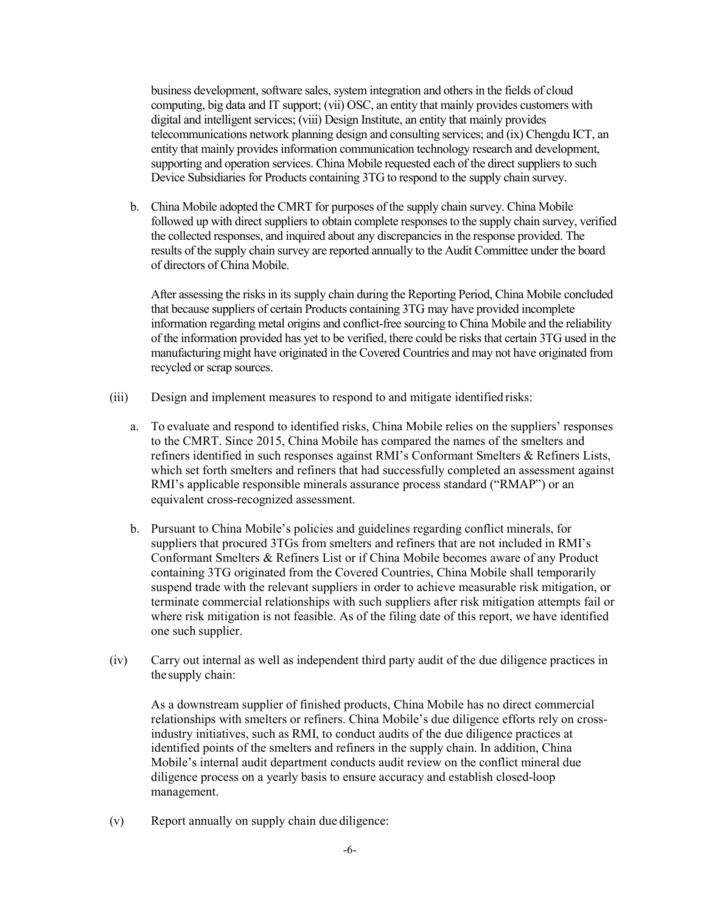business development, software sales, system integration and others in the fields of cloud computing, big data and IT support; (vii) OSC, an entity that mainly provides customers with digital and intelligent services; (viii) Design Institute, an entity that mainly provides telecommunications network planning design and consulting services; and (ix) Chengdu ICT, an entity that mainly provides information communication technology research and development, supporting and operation services. China Mobile requested each of the direct suppliers to such Device Subsidiaries for Products containing 3TG to respond to the supply chain survey.

b. China Mobile adopted the CMRT for purposes of the supply chain survey. China Mobile followed up with direct suppliers to obtain complete responses to the supply chain survey, verified the collected responses, and inquired about any discrepancies in the response provided. The results of the supply chain survey are reported annually to the Audit Committee under the board of directors of China Mobile.

After assessing the risks in its supply chain during the Reporting Period, China Mobile concluded that because suppliers of certain Products containing 3TG may have provided incomplete information regarding metal origins and conflict-free sourcing to China Mobile and the reliability of the information provided has yet to be verified, there could be risks that certain 3TG used in the manufacturing might have originated in the Covered Countries and may not have originated from recycled or scrap sources.

(iii) Design and implement measures to respond to and mitigate identified risks:

a. To evaluate and respond to identified risks, China Mobile relies on the suppliers' responses to the CMRT. Since 2015, China Mobile has compared the names of the smelters and refiners identified in such responses against RMI's Conformant Smelters & Refiners Lists, which set forth smelters and refiners that had successfully completed an assessment against RMI's applicable responsible minerals assurance process standard ("RMAP") or an equivalent cross-recognized assessment.

b. Pursuant to China Mobile's policies and guidelines regarding conflict minerals, for suppliers that procured 3TGs from smelters and refiners that are not included in RMI's Conformant Smelters & Refiners List or if China Mobile becomes aware of any Product containing 3TG originated from the Covered Countries, China Mobile shall temporarily suspend trade with the relevant suppliers in order to achieve measurable risk mitigation, or terminate commercial relationships with such suppliers after risk mitigation attempts fail or where risk mitigation is not feasible. As of the filing date of this report, we have identified one such supplier.

(iv) Carry out internal as well as independent third party audit of the due diligence practices in the supply chain:

As a downstream supplier of finished products, China Mobile has no direct commercial relationships with smelters or refiners. China Mobile's due diligence efforts rely on cross-industry initiatives, such as RMI, to conduct audits of the due diligence practices at identified points of the smelters and refiners in the supply chain. In addition, China Mobile's internal audit department conducts audit review on the conflict mineral due diligence process on a yearly basis to ensure accuracy and establish closed-loop management.

(v) Report annually on supply chain due diligence: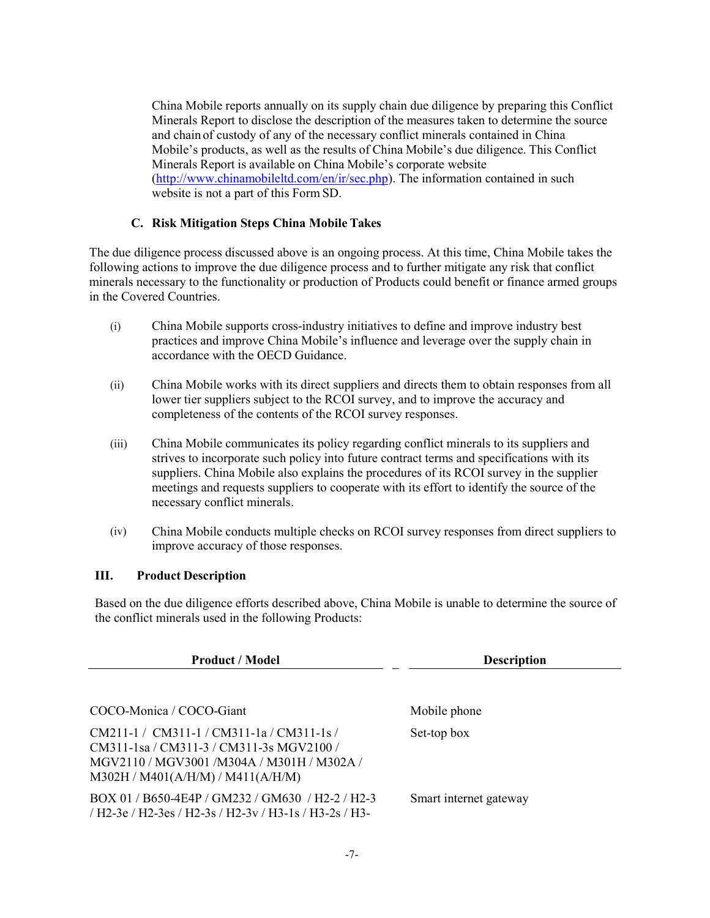China Mobile reports annually on its supply chain due diligence by preparing this Conflict Minerals Report to disclose the description of the measures taken to determine the source and chain of custody of any of the necessary conflict minerals contained in China Mobile's products, as well as the results of China Mobile's due diligence. This Conflict Minerals Report is available on China Mobile's corporate website (http://www.chinamobileltd.com/en/ir/sec.php). The information contained in such website is not a part of this Form SD.

### C. Risk Mitigation Steps China Mobile Takes

The due diligence process discussed above is an ongoing process. At this time, China Mobile takes the following actions to improve the due diligence process and to further mitigate any risk that conflict minerals necessary to the functionality or production of Products could benefit or finance armed groups in the Covered Countries.

(i) China Mobile supports cross-industry initiatives to define and improve industry best practices and improve China Mobile's influence and leverage over the supply chain in accordance with the OECD Guidance.

(ii) China Mobile works with its direct suppliers and directs them to obtain responses from all lower tier suppliers subject to the RCOI survey, and to improve the accuracy and completeness of the contents of the RCOI survey responses.

(iii) China Mobile communicates its policy regarding conflict minerals to its suppliers and strives to incorporate such policy into future contract terms and specifications with its suppliers. China Mobile also explains the procedures of its RCOI survey in the supplier meetings and requests suppliers to cooperate with its effort to identify the source of the necessary conflict minerals.

(iv) China Mobile conducts multiple checks on RCOI survey responses from direct suppliers to improve accuracy of those responses.

## III. Product Description

Based on the due diligence efforts described above, China Mobile is unable to determine the source of the conflict minerals used in the following Products:

| Product / Model | Description |
|---|---|
| COCO-Monica / COCO-Giant | Mobile phone |
| CM211-1 / CM311-1 / CM311-1a / CM311-1s / CM311-1sa / CM311-3 / CM311-3s MGV2100 / MGV2110 / MGV3001 /M304A / M301H / M302A / M302H / M401(A/H/M) / M411(A/H/M) | Set-top box |
| BOX 01 / B650-4E4P / GM232 / GM630 / H2-2 / H2-3 / H2-3e / H2-3es / H2-3s / H2-3v / H3-1s / H3-2s / H3- | Smart internet gateway |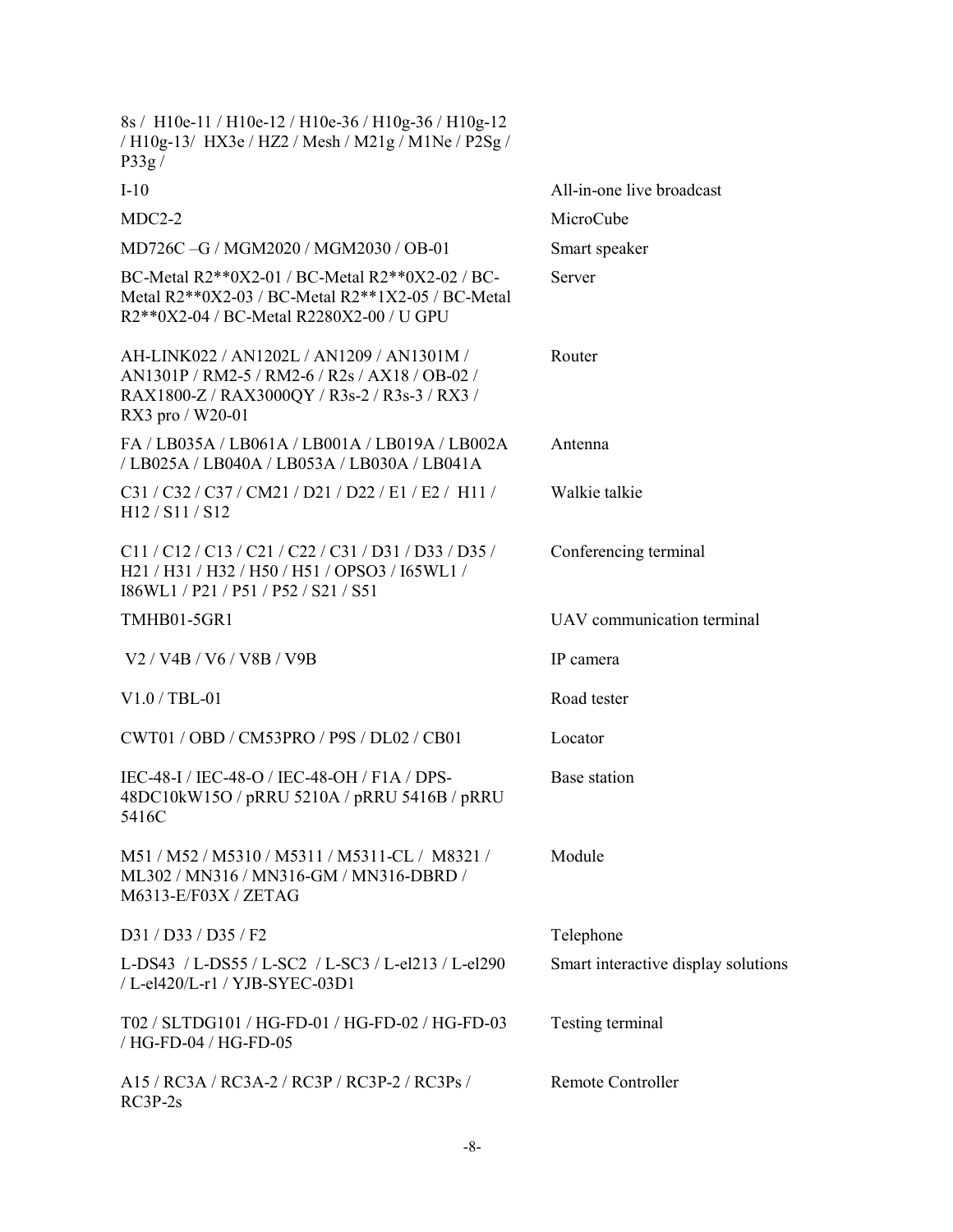| | |
|---|---|
| 8s / H10e-11 / H10e-12 / H10e-36 / H10g-36 / H10g-12 / H10g-13/ HX3e / HZ2 / Mesh / M21g / M1Ne / P2Sg / P33g / | |
| I-10 | All-in-one live broadcast |
| MDC2-2 | MicroCube |
| MD726C –G / MGM2020 / MGM2030 / OB-01 | Smart speaker |
| BC-Metal R2**0X2-01 / BC-Metal R2**0X2-02 / BC-Metal R2**0X2-03 / BC-Metal R2**1X2-05 / BC-Metal R2**0X2-04 / BC-Metal R2280X2-00 / U GPU | Server |
| AH-LINK022 / AN1202L / AN1209 / AN1301M / AN1301P / RM2-5 / RM2-6 / R2s / AX18 / OB-02 / RAX1800-Z / RAX3000QY / R3s-2 / R3s-3 / RX3 / RX3 pro / W20-01 | Router |
| FA / LB035A / LB061A / LB001A / LB019A / LB002A / LB025A / LB040A / LB053A / LB030A / LB041A | Antenna |
| C31 / C32 / C37 / CM21 / D21 / D22 / E1 / E2 / H11 / H12 / S11 / S12 | Walkie talkie |
| C11 / C12 / C13 / C21 / C22 / C31 / D31 / D33 / D35 / H21 / H31 / H32 / H50 / H51 / OPSO3 / I65WL1 / I86WL1 / P21 / P51 / P52 / S21 / S51 | Conferencing terminal |
| TMHB01-5GR1 | UAV communication terminal |
| V2 / V4B / V6 / V8B / V9B | IP camera |
| V1.0 / TBL-01 | Road tester |
| CWT01 / OBD / CM53PRO / P9S / DL02 / CB01 | Locator |
| IEC-48-I / IEC-48-O / IEC-48-OH / F1A / DPS-48DC10kW15O / pRRU 5210A / pRRU 5416B / pRRU 5416C | Base station |
| M51 / M52 / M5310 / M5311 / M5311-CL / M8321 / ML302 / MN316 / MN316-GM / MN316-DBRD / M6313-E/F03X / ZETAG | Module |
| D31 / D33 / D35 / F2 | Telephone |
| L-DS43 / L-DS55 / L-SC2 / L-SC3 / L-el213 / L-el290 / L-el420/L-r1 / YJB-SYEC-03D1 | Smart interactive display solutions |
| T02 / SLTDG101 / HG-FD-01 / HG-FD-02 / HG-FD-03 / HG-FD-04 / HG-FD-05 | Testing terminal |
| A15 / RC3A / RC3A-2 / RC3P / RC3P-2 / RC3Ps / RC3P-2s | Remote Controller |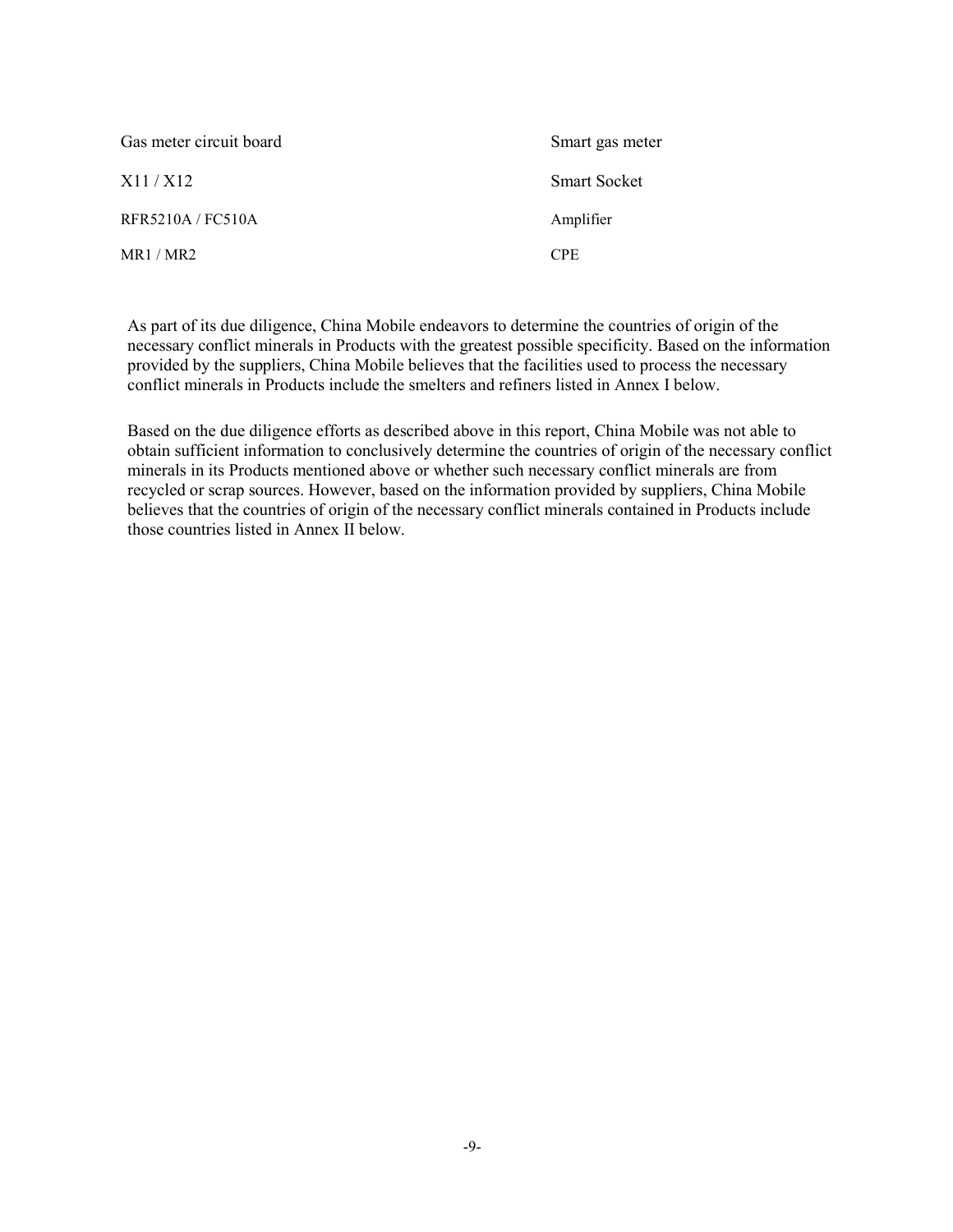| | |
|---|---|
| Gas meter circuit board | Smart gas meter |
| X11 / X12 | Smart Socket |
| RFR5210A / FC510A | Amplifier |
| MR1 / MR2 | CPE |

As part of its due diligence, China Mobile endeavors to determine the countries of origin of the necessary conflict minerals in Products with the greatest possible specificity. Based on the information provided by the suppliers, China Mobile believes that the facilities used to process the necessary conflict minerals in Products include the smelters and refiners listed in Annex I below.

Based on the due diligence efforts as described above in this report, China Mobile was not able to obtain sufficient information to conclusively determine the countries of origin of the necessary conflict minerals in its Products mentioned above or whether such necessary conflict minerals are from recycled or scrap sources. However, based on the information provided by suppliers, China Mobile believes that the countries of origin of the necessary conflict minerals contained in Products include those countries listed in Annex II below.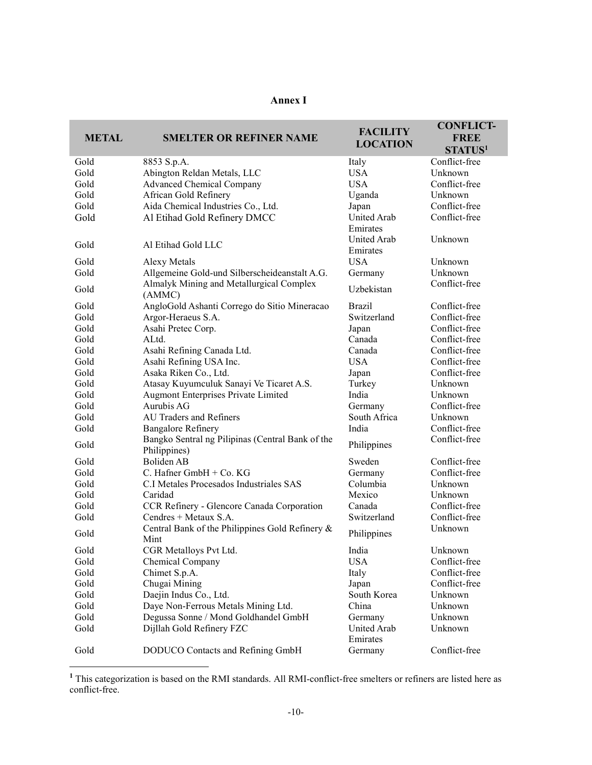## Annex I

| METAL | SMELTER OR REFINER NAME | FACILITY LOCATION | CONFLICT-FREE STATUS[1] |
|---|---|---|---|
| Gold | 8853 S.p.A. | Italy | Conflict-free |
| Gold | Abington Reldan Metals, LLC | USA | Unknown |
| Gold | Advanced Chemical Company | USA | Conflict-free |
| Gold | African Gold Refinery | Uganda | Unknown |
| Gold | Aida Chemical Industries Co., Ltd. | Japan | Conflict-free |
| Gold | Al Etihad Gold Refinery DMCC | United Arab Emirates | Conflict-free |
| Gold | Al Etihad Gold LLC | United Arab Emirates | Unknown |
| Gold | Alexy Metals | USA | Unknown |
| Gold | Allgemeine Gold-und Silberscheideanstalt A.G. | Germany | Unknown |
| Gold | Almalyk Mining and Metallurgical Complex (AMMC) | Uzbekistan | Conflict-free |
| Gold | AngloGold Ashanti Corrego do Sitio Mineracao | Brazil | Conflict-free |
| Gold | Argor-Heraeus S.A. | Switzerland | Conflict-free |
| Gold | Asahi Pretec Corp. | Japan | Conflict-free |
| Gold | ALtd. | Canada | Conflict-free |
| Gold | Asahi Refining Canada Ltd. | Canada | Conflict-free |
| Gold | Asahi Refining USA Inc. | USA | Conflict-free |
| Gold | Asaka Riken Co., Ltd. | Japan | Conflict-free |
| Gold | Atasay Kuyumculuk Sanayi Ve Ticaret A.S. | Turkey | Unknown |
| Gold | Augmont Enterprises Private Limited | India | Unknown |
| Gold | Aurubis AG | Germany | Conflict-free |
| Gold | AU Traders and Refiners | South Africa | Unknown |
| Gold | Bangalore Refinery | India | Conflict-free |
| Gold | Bangko Sentral ng Pilipinas (Central Bank of the Philippines) | Philippines | Conflict-free |
| Gold | Boliden AB | Sweden | Conflict-free |
| Gold | C. Hafner GmbH + Co. KG | Germany | Conflict-free |
| Gold | C.I Metales Procesados Industriales SAS | Columbia | Unknown |
| Gold | Caridad | Mexico | Unknown |
| Gold | CCR Refinery - Glencore Canada Corporation | Canada | Conflict-free |
| Gold | Cendres + Metaux S.A. | Switzerland | Conflict-free |
| Gold | Central Bank of the Philippines Gold Refinery & Mint | Philippines | Unknown |
| Gold | CGR Metalloys Pvt Ltd. | India | Unknown |
| Gold | Chemical Company | USA | Conflict-free |
| Gold | Chimet S.p.A. | Italy | Conflict-free |
| Gold | Chugai Mining | Japan | Conflict-free |
| Gold | Daejin Indus Co., Ltd. | South Korea | Unknown |
| Gold | Daye Non-Ferrous Metals Mining Ltd. | China | Unknown |
| Gold | Degussa Sonne / Mond Goldhandel GmbH | Germany | Unknown |
| Gold | Dijllah Gold Refinery FZC | United Arab Emirates | Unknown |
| Gold | DODUCO Contacts and Refining GmbH | Germany | Conflict-free |

[1] This categorization is based on the RMI standards. All RMI-conflict-free smelters or refiners are listed here as conflict-free.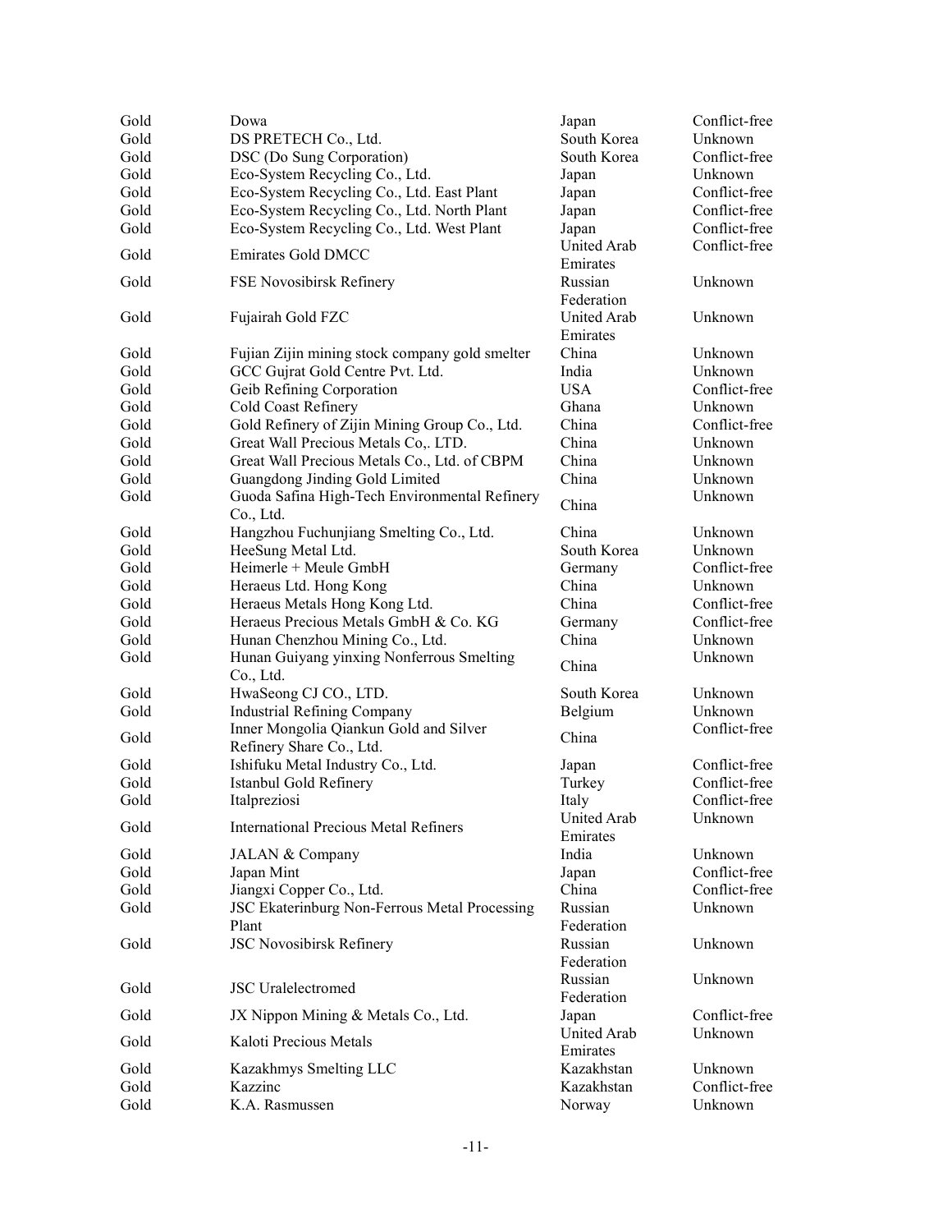| | | | |
|---|---|---|---|
| Gold | Dowa | Japan | Conflict-free |
| Gold | DS PRETECH Co., Ltd. | South Korea | Unknown |
| Gold | DSC (Do Sung Corporation) | South Korea | Conflict-free |
| Gold | Eco-System Recycling Co., Ltd. | Japan | Unknown |
| Gold | Eco-System Recycling Co., Ltd. East Plant | Japan | Conflict-free |
| Gold | Eco-System Recycling Co., Ltd. North Plant | Japan | Conflict-free |
| Gold | Eco-System Recycling Co., Ltd. West Plant | Japan | Conflict-free |
| Gold | Emirates Gold DMCC | United Arab Emirates | Conflict-free |
| Gold | FSE Novosibirsk Refinery | Russian Federation | Unknown |
| Gold | Fujairah Gold FZC | United Arab Emirates | Unknown |
| Gold | Fujian Zijin mining stock company gold smelter | China | Unknown |
| Gold | GCC Gujrat Gold Centre Pvt. Ltd. | India | Unknown |
| Gold | Geib Refining Corporation | USA | Conflict-free |
| Gold | Cold Coast Refinery | Ghana | Unknown |
| Gold | Gold Refinery of Zijin Mining Group Co., Ltd. | China | Conflict-free |
| Gold | Great Wall Precious Metals Co,. LTD. | China | Unknown |
| Gold | Great Wall Precious Metals Co., Ltd. of CBPM | China | Unknown |
| Gold | Guangdong Jinding Gold Limited | China | Unknown |
| Gold | Guoda Safina High-Tech Environmental Refinery Co., Ltd. | China | Unknown |
| Gold | Hangzhou Fuchunjiang Smelting Co., Ltd. | China | Unknown |
| Gold | HeeSung Metal Ltd. | South Korea | Unknown |
| Gold | Heimerle + Meule GmbH | Germany | Conflict-free |
| Gold | Heraeus Ltd. Hong Kong | China | Unknown |
| Gold | Heraeus Metals Hong Kong Ltd. | China | Conflict-free |
| Gold | Heraeus Precious Metals GmbH & Co. KG | Germany | Conflict-free |
| Gold | Hunan Chenzhou Mining Co., Ltd. | China | Unknown |
| Gold | Hunan Guiyang yinxing Nonferrous Smelting Co., Ltd. | China | Unknown |
| Gold | HwaSeong CJ CO., LTD. | South Korea | Unknown |
| Gold | Industrial Refining Company | Belgium | Unknown |
| Gold | Inner Mongolia Qiankun Gold and Silver Refinery Share Co., Ltd. | China | Conflict-free |
| Gold | Ishifuku Metal Industry Co., Ltd. | Japan | Conflict-free |
| Gold | Istanbul Gold Refinery | Turkey | Conflict-free |
| Gold | Italpreziosi | Italy | Conflict-free |
| Gold | International Precious Metal Refiners | United Arab Emirates | Unknown |
| Gold | JALAN & Company | India | Unknown |
| Gold | Japan Mint | Japan | Conflict-free |
| Gold | Jiangxi Copper Co., Ltd. | China | Conflict-free |
| Gold | JSC Ekaterinburg Non-Ferrous Metal Processing Plant | Russian Federation | Unknown |
| Gold | JSC Novosibirsk Refinery | Russian Federation | Unknown |
| Gold | JSC Uralelectromed | Russian Federation | Unknown |
| Gold | JX Nippon Mining & Metals Co., Ltd. | Japan | Conflict-free |
| Gold | Kaloti Precious Metals | United Arab Emirates | Unknown |
| Gold | Kazakhmys Smelting LLC | Kazakhstan | Unknown |
| Gold | Kazzinc | Kazakhstan | Conflict-free |
| Gold | K.A. Rasmussen | Norway | Unknown |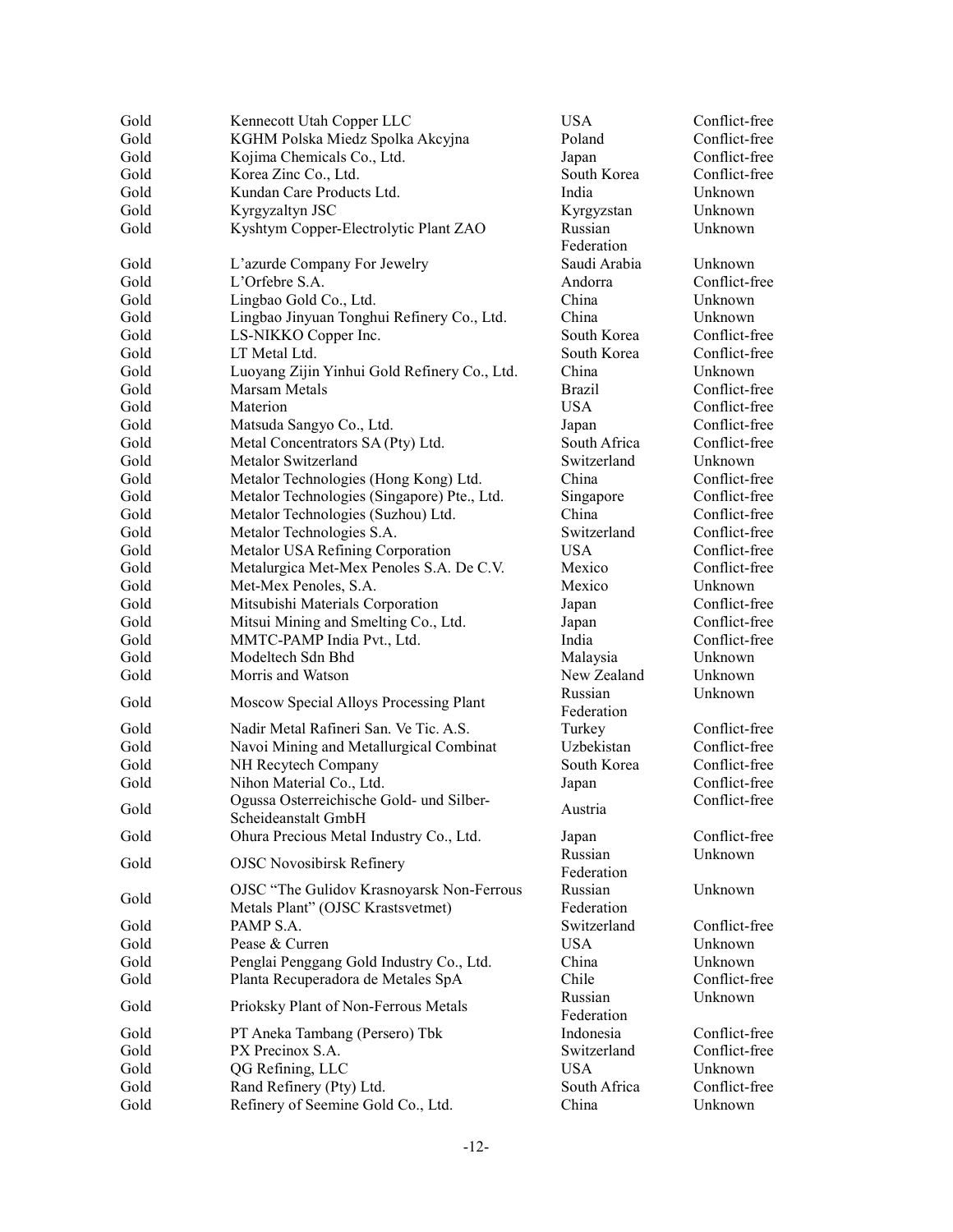| | | | |
|---|---|---|---|
| Gold | Kennecott Utah Copper LLC | USA | Conflict-free |
| Gold | KGHM Polska Miedz Spolka Akcyjna | Poland | Conflict-free |
| Gold | Kojima Chemicals Co., Ltd. | Japan | Conflict-free |
| Gold | Korea Zinc Co., Ltd. | South Korea | Conflict-free |
| Gold | Kundan Care Products Ltd. | India | Unknown |
| Gold | Kyrgyzaltyn JSC | Kyrgyzstan | Unknown |
| Gold | Kyshtym Copper-Electrolytic Plant ZAO | Russian Federation | Unknown |
| Gold | L'azurde Company For Jewelry | Saudi Arabia | Unknown |
| Gold | L'Orfebre S.A. | Andorra | Conflict-free |
| Gold | Lingbao Gold Co., Ltd. | China | Unknown |
| Gold | Lingbao Jinyuan Tonghui Refinery Co., Ltd. | China | Unknown |
| Gold | LS-NIKKO Copper Inc. | South Korea | Conflict-free |
| Gold | LT Metal Ltd. | South Korea | Conflict-free |
| Gold | Luoyang Zijin Yinhui Gold Refinery Co., Ltd. | China | Unknown |
| Gold | Marsam Metals | Brazil | Conflict-free |
| Gold | Materion | USA | Conflict-free |
| Gold | Matsuda Sangyo Co., Ltd. | Japan | Conflict-free |
| Gold | Metal Concentrators SA (Pty) Ltd. | South Africa | Conflict-free |
| Gold | Metalor Switzerland | Switzerland | Unknown |
| Gold | Metalor Technologies (Hong Kong) Ltd. | China | Conflict-free |
| Gold | Metalor Technologies (Singapore) Pte., Ltd. | Singapore | Conflict-free |
| Gold | Metalor Technologies (Suzhou) Ltd. | China | Conflict-free |
| Gold | Metalor Technologies S.A. | Switzerland | Conflict-free |
| Gold | Metalor USA Refining Corporation | USA | Conflict-free |
| Gold | Metalurgica Met-Mex Penoles S.A. De C.V. | Mexico | Conflict-free |
| Gold | Met-Mex Penoles, S.A. | Mexico | Unknown |
| Gold | Mitsubishi Materials Corporation | Japan | Conflict-free |
| Gold | Mitsui Mining and Smelting Co., Ltd. | Japan | Conflict-free |
| Gold | MMTC-PAMP India Pvt., Ltd. | India | Conflict-free |
| Gold | Modeltech Sdn Bhd | Malaysia | Unknown |
| Gold | Morris and Watson | New Zealand | Unknown |
| Gold | Moscow Special Alloys Processing Plant | Russian Federation | Unknown |
| Gold | Nadir Metal Rafineri San. Ve Tic. A.S. | Turkey | Conflict-free |
| Gold | Navoi Mining and Metallurgical Combinat | Uzbekistan | Conflict-free |
| Gold | NH Recytech Company | South Korea | Conflict-free |
| Gold | Nihon Material Co., Ltd. | Japan | Conflict-free |
| Gold | Ogussa Osterreichische Gold- und Silber-Scheideanstalt GmbH | Austria | Conflict-free |
| Gold | Ohura Precious Metal Industry Co., Ltd. | Japan | Conflict-free |
| Gold | OJSC Novosibirsk Refinery | Russian Federation | Unknown |
| Gold | OJSC "The Gulidov Krasnoyarsk Non-Ferrous Metals Plant" (OJSC Krastsvetmet) | Russian Federation | Unknown |
| Gold | PAMP S.A. | Switzerland | Conflict-free |
| Gold | Pease & Curren | USA | Unknown |
| Gold | Penglai Penggang Gold Industry Co., Ltd. | China | Unknown |
| Gold | Planta Recuperadora de Metales SpA | Chile | Conflict-free |
| Gold | Prioksky Plant of Non-Ferrous Metals | Russian Federation | Unknown |
| Gold | PT Aneka Tambang (Persero) Tbk | Indonesia | Conflict-free |
| Gold | PX Precinox S.A. | Switzerland | Conflict-free |
| Gold | QG Refining, LLC | USA | Unknown |
| Gold | Rand Refinery (Pty) Ltd. | South Africa | Conflict-free |
| Gold | Refinery of Seemine Gold Co., Ltd. | China | Unknown |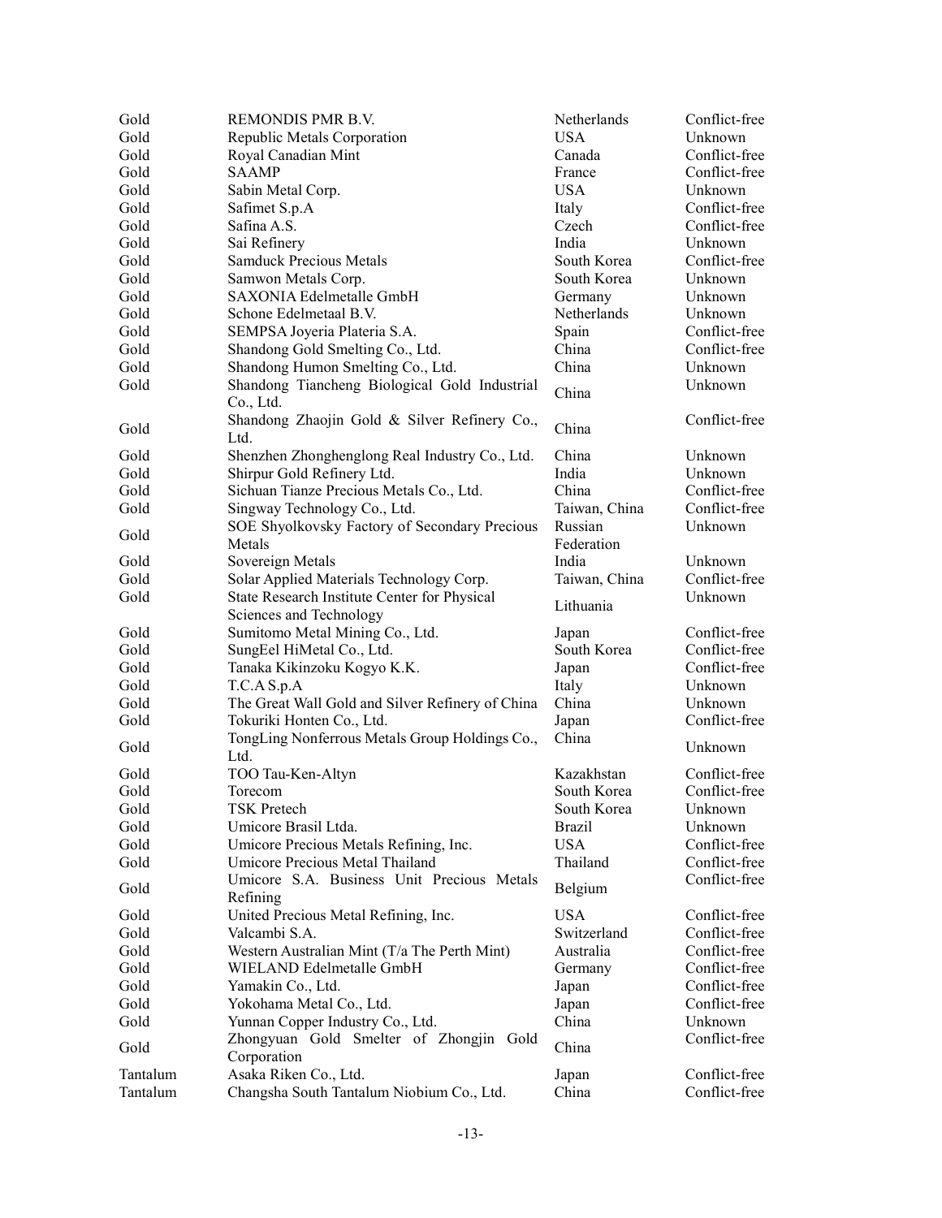| Gold | REMONDIS PMR B.V. | Netherlands | Conflict-free |
|---|---|---|---|
| Gold | Republic Metals Corporation | USA | Unknown |
| Gold | Royal Canadian Mint | Canada | Conflict-free |
| Gold | SAAMP | France | Conflict-free |
| Gold | Sabin Metal Corp. | USA | Unknown |
| Gold | Safimet S.p.A | Italy | Conflict-free |
| Gold | Safina A.S. | Czech | Conflict-free |
| Gold | Sai Refinery | India | Unknown |
| Gold | Samduck Precious Metals | South Korea | Conflict-free |
| Gold | Samwon Metals Corp. | South Korea | Unknown |
| Gold | SAXONIA Edelmetalle GmbH | Germany | Unknown |
| Gold | Schone Edelmetaal B.V. | Netherlands | Unknown |
| Gold | SEMPSA Joyeria Plateria S.A. | Spain | Conflict-free |
| Gold | Shandong Gold Smelting Co., Ltd. | China | Conflict-free |
| Gold | Shandong Humon Smelting Co., Ltd. | China | Unknown |
| Gold | Shandong Tiancheng Biological Gold Industrial Co., Ltd. | China | Unknown |
| Gold | Shandong Zhaojin Gold & Silver Refinery Co., Ltd. | China | Conflict-free |
| Gold | Shenzhen Zhonghenglong Real Industry Co., Ltd. | China | Unknown |
| Gold | Shirpur Gold Refinery Ltd. | India | Unknown |
| Gold | Sichuan Tianze Precious Metals Co., Ltd. | China | Conflict-free |
| Gold | Singway Technology Co., Ltd. | Taiwan, China | Conflict-free |
| Gold | SOE Shyolkovsky Factory of Secondary Precious Metals | Russian Federation | Unknown |
| Gold | Sovereign Metals | India | Unknown |
| Gold | Solar Applied Materials Technology Corp. | Taiwan, China | Conflict-free |
| Gold | State Research Institute Center for Physical Sciences and Technology | Lithuania | Unknown |
| Gold | Sumitomo Metal Mining Co., Ltd. | Japan | Conflict-free |
| Gold | SungEel HiMetal Co., Ltd. | South Korea | Conflict-free |
| Gold | Tanaka Kikinzoku Kogyo K.K. | Japan | Conflict-free |
| Gold | T.C.A S.p.A | Italy | Unknown |
| Gold | The Great Wall Gold and Silver Refinery of China | China | Unknown |
| Gold | Tokuriki Honten Co., Ltd. | Japan | Conflict-free |
| Gold | TongLing Nonferrous Metals Group Holdings Co., Ltd. | China | Unknown |
| Gold | TOO Tau-Ken-Altyn | Kazakhstan | Conflict-free |
| Gold | Torecom | South Korea | Conflict-free |
| Gold | TSK Pretech | South Korea | Unknown |
| Gold | Umicore Brasil Ltda. | Brazil | Unknown |
| Gold | Umicore Precious Metals Refining, Inc. | USA | Conflict-free |
| Gold | Umicore Precious Metal Thailand | Thailand | Conflict-free |
| Gold | Umicore S.A. Business Unit Precious Metals Refining | Belgium | Conflict-free |
| Gold | United Precious Metal Refining, Inc. | USA | Conflict-free |
| Gold | Valcambi S.A. | Switzerland | Conflict-free |
| Gold | Western Australian Mint (T/a The Perth Mint) | Australia | Conflict-free |
| Gold | WIELAND Edelmetalle GmbH | Germany | Conflict-free |
| Gold | Yamakin Co., Ltd. | Japan | Conflict-free |
| Gold | Yokohama Metal Co., Ltd. | Japan | Conflict-free |
| Gold | Yunnan Copper Industry Co., Ltd. | China | Unknown |
| Gold | Zhongyuan Gold Smelter of Zhongjin Gold Corporation | China | Conflict-free |
| Tantalum | Asaka Riken Co., Ltd. | Japan | Conflict-free |
| Tantalum | Changsha South Tantalum Niobium Co., Ltd. | China | Conflict-free |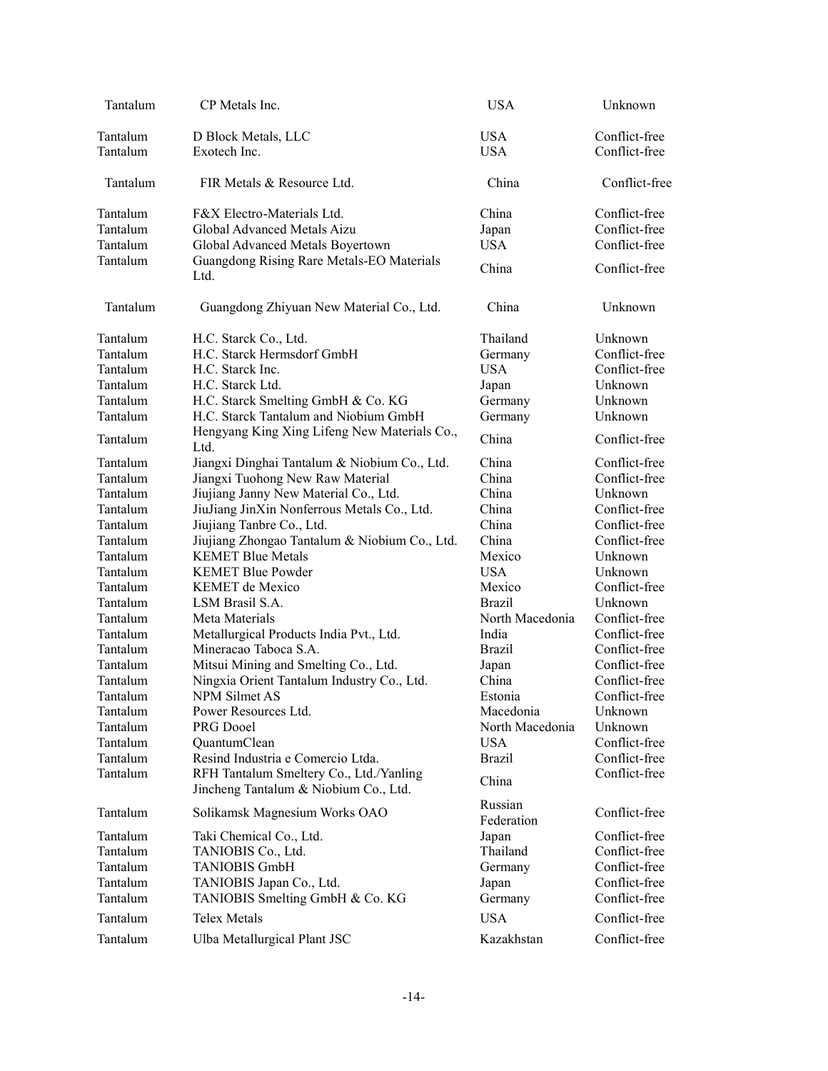| | | | |
|---|---|---|---|
| Tantalum | CP Metals Inc. | USA | Unknown |
| Tantalum | D Block Metals, LLC | USA | Conflict-free |
| Tantalum | Exotech Inc. | USA | Conflict-free |
| Tantalum | FIR Metals & Resource Ltd. | China | Conflict-free |
| Tantalum | F&X Electro-Materials Ltd. | China | Conflict-free |
| Tantalum | Global Advanced Metals Aizu | Japan | Conflict-free |
| Tantalum | Global Advanced Metals Boyertown | USA | Conflict-free |
| Tantalum | Guangdong Rising Rare Metals-EO Materials Ltd. | China | Conflict-free |
| Tantalum | Guangdong Zhiyuan New Material Co., Ltd. | China | Unknown |
| Tantalum | H.C. Starck Co., Ltd. | Thailand | Unknown |
| Tantalum | H.C. Starck Hermsdorf GmbH | Germany | Conflict-free |
| Tantalum | H.C. Starck Inc. | USA | Conflict-free |
| Tantalum | H.C. Starck Ltd. | Japan | Unknown |
| Tantalum | H.C. Starck Smelting GmbH & Co. KG | Germany | Unknown |
| Tantalum | H.C. Starck Tantalum and Niobium GmbH | Germany | Unknown |
| Tantalum | Hengyang King Xing Lifeng New Materials Co., Ltd. | China | Conflict-free |
| Tantalum | Jiangxi Dinghai Tantalum & Niobium Co., Ltd. | China | Conflict-free |
| Tantalum | Jiangxi Tuohong New Raw Material | China | Conflict-free |
| Tantalum | Jiujiang Janny New Material Co., Ltd. | China | Unknown |
| Tantalum | JiuJiang JinXin Nonferrous Metals Co., Ltd. | China | Conflict-free |
| Tantalum | Jiujiang Tanbre Co., Ltd. | China | Conflict-free |
| Tantalum | Jiujiang Zhongao Tantalum & Niobium Co., Ltd. | China | Conflict-free |
| Tantalum | KEMET Blue Metals | Mexico | Unknown |
| Tantalum | KEMET Blue Powder | USA | Unknown |
| Tantalum | KEMET de Mexico | Mexico | Conflict-free |
| Tantalum | LSM Brasil S.A. | Brazil | Unknown |
| Tantalum | Meta Materials | North Macedonia | Conflict-free |
| Tantalum | Metallurgical Products India Pvt., Ltd. | India | Conflict-free |
| Tantalum | Mineracao Taboca S.A. | Brazil | Conflict-free |
| Tantalum | Mitsui Mining and Smelting Co., Ltd. | Japan | Conflict-free |
| Tantalum | Ningxia Orient Tantalum Industry Co., Ltd. | China | Conflict-free |
| Tantalum | NPM Silmet AS | Estonia | Conflict-free |
| Tantalum | Power Resources Ltd. | Macedonia | Unknown |
| Tantalum | PRG Dooel | North Macedonia | Unknown |
| Tantalum | QuantumClean | USA | Conflict-free |
| Tantalum | Resind Industria e Comercio Ltda. | Brazil | Conflict-free |
| Tantalum | RFH Tantalum Smeltery Co., Ltd./Yanling Jincheng Tantalum & Niobium Co., Ltd. | China | Conflict-free |
| Tantalum | Solikamsk Magnesium Works OAO | Russian Federation | Conflict-free |
| Tantalum | Taki Chemical Co., Ltd. | Japan | Conflict-free |
| Tantalum | TANIOBIS Co., Ltd. | Thailand | Conflict-free |
| Tantalum | TANIOBIS GmbH | Germany | Conflict-free |
| Tantalum | TANIOBIS Japan Co., Ltd. | Japan | Conflict-free |
| Tantalum | TANIOBIS Smelting GmbH & Co. KG | Germany | Conflict-free |
| Tantalum | Telex Metals | USA | Conflict-free |
| Tantalum | Ulba Metallurgical Plant JSC | Kazakhstan | Conflict-free |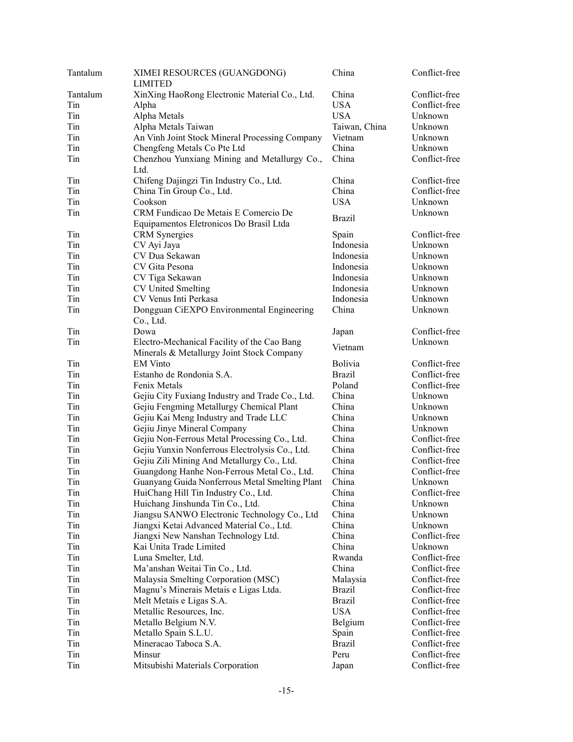| Tantalum | XIMEI RESOURCES (GUANGDONG) LIMITED | China | Conflict-free |
|---|---|---|---|
| Tantalum | XinXing HaoRong Electronic Material Co., Ltd. | China | Conflict-free |
| Tin | Alpha | USA | Conflict-free |
| Tin | Alpha Metals | USA | Unknown |
| Tin | Alpha Metals Taiwan | Taiwan, China | Unknown |
| Tin | An Vinh Joint Stock Mineral Processing Company | Vietnam | Unknown |
| Tin | Chengfeng Metals Co Pte Ltd | China | Unknown |
| Tin | Chenzhou Yunxiang Mining and Metallurgy Co., Ltd. | China | Conflict-free |
| Tin | Chifeng Dajingzi Tin Industry Co., Ltd. | China | Conflict-free |
| Tin | China Tin Group Co., Ltd. | China | Conflict-free |
| Tin | Cookson | USA | Unknown |
| Tin | CRM Fundicao De Metais E Comercio De Equipamentos Eletronicos Do Brasil Ltda | Brazil | Unknown |
| Tin | CRM Synergies | Spain | Conflict-free |
| Tin | CV Ayi Jaya | Indonesia | Unknown |
| Tin | CV Dua Sekawan | Indonesia | Unknown |
| Tin | CV Gita Pesona | Indonesia | Unknown |
| Tin | CV Tiga Sekawan | Indonesia | Unknown |
| Tin | CV United Smelting | Indonesia | Unknown |
| Tin | CV Venus Inti Perkasa | Indonesia | Unknown |
| Tin | Dongguan CiEXPO Environmental Engineering Co., Ltd. | China | Unknown |
| Tin | Dowa | Japan | Conflict-free |
| Tin | Electro-Mechanical Facility of the Cao Bang Minerals & Metallurgy Joint Stock Company | Vietnam | Unknown |
| Tin | EM Vinto | Bolivia | Conflict-free |
| Tin | Estanho de Rondonia S.A. | Brazil | Conflict-free |
| Tin | Fenix Metals | Poland | Conflict-free |
| Tin | Gejiu City Fuxiang Industry and Trade Co., Ltd. | China | Unknown |
| Tin | Gejiu Fengming Metallurgy Chemical Plant | China | Unknown |
| Tin | Gejiu Kai Meng Industry and Trade LLC | China | Unknown |
| Tin | Gejiu Jinye Mineral Company | China | Unknown |
| Tin | Gejiu Non-Ferrous Metal Processing Co., Ltd. | China | Conflict-free |
| Tin | Gejiu Yunxin Nonferrous Electrolysis Co., Ltd. | China | Conflict-free |
| Tin | Gejiu Zili Mining And Metallurgy Co., Ltd. | China | Conflict-free |
| Tin | Guangdong Hanhe Non-Ferrous Metal Co., Ltd. | China | Conflict-free |
| Tin | Guanyang Guida Nonferrous Metal Smelting Plant | China | Unknown |
| Tin | HuiChang Hill Tin Industry Co., Ltd. | China | Conflict-free |
| Tin | Huichang Jinshunda Tin Co., Ltd. | China | Unknown |
| Tin | Jiangsu SANWO Electronic Technology Co., Ltd | China | Unknown |
| Tin | Jiangxi Ketai Advanced Material Co., Ltd. | China | Unknown |
| Tin | Jiangxi New Nanshan Technology Ltd. | China | Conflict-free |
| Tin | Kai Unita Trade Limited | China | Unknown |
| Tin | Luna Smelter, Ltd. | Rwanda | Conflict-free |
| Tin | Ma'anshan Weitai Tin Co., Ltd. | China | Conflict-free |
| Tin | Malaysia Smelting Corporation (MSC) | Malaysia | Conflict-free |
| Tin | Magnu's Minerais Metais e Ligas Ltda. | Brazil | Conflict-free |
| Tin | Melt Metais e Ligas S.A. | Brazil | Conflict-free |
| Tin | Metallic Resources, Inc. | USA | Conflict-free |
| Tin | Metallo Belgium N.V. | Belgium | Conflict-free |
| Tin | Metallo Spain S.L.U. | Spain | Conflict-free |
| Tin | Mineracao Taboca S.A. | Brazil | Conflict-free |
| Tin | Minsur | Peru | Conflict-free |
| Tin | Mitsubishi Materials Corporation | Japan | Conflict-free |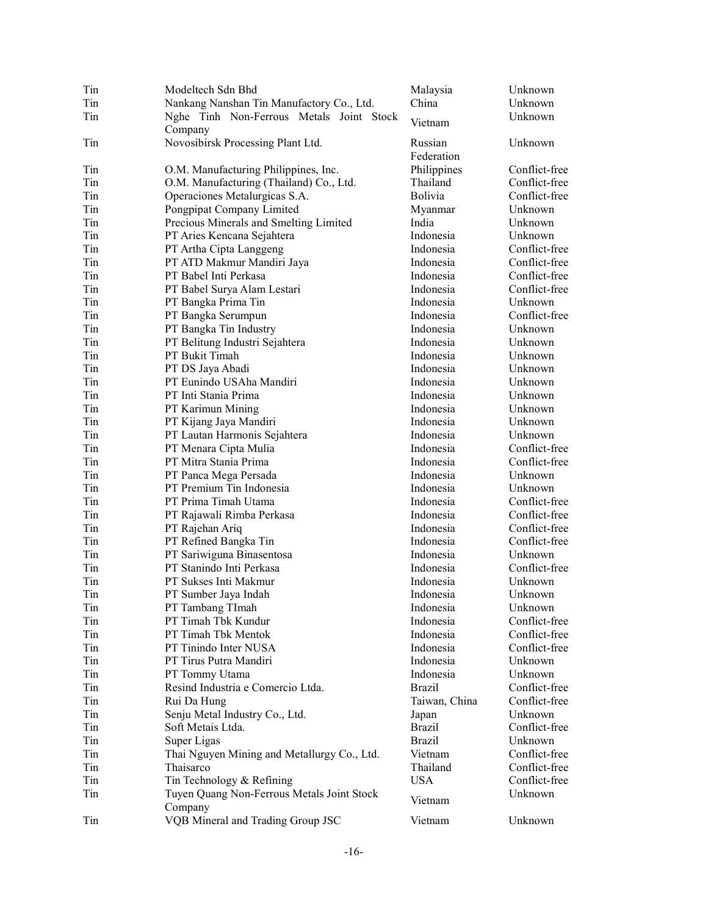| | | | |
|---|---|---|---|
| Tin | Modeltech Sdn Bhd | Malaysia | Unknown |
| Tin | Nankang Nanshan Tin Manufactory Co., Ltd. | China | Unknown |
| Tin | Nghe Tinh Non-Ferrous Metals Joint Stock Company | Vietnam | Unknown |
| Tin | Novosibirsk Processing Plant Ltd. | Russian Federation | Unknown |
| Tin | O.M. Manufacturing Philippines, Inc. | Philippines | Conflict-free |
| Tin | O.M. Manufacturing (Thailand) Co., Ltd. | Thailand | Conflict-free |
| Tin | Operaciones Metalurgicas S.A. | Bolivia | Conflict-free |
| Tin | Pongpipat Company Limited | Myanmar | Unknown |
| Tin | Precious Minerals and Smelting Limited | India | Unknown |
| Tin | PT Aries Kencana Sejahtera | Indonesia | Unknown |
| Tin | PT Artha Cipta Langgeng | Indonesia | Conflict-free |
| Tin | PT ATD Makmur Mandiri Jaya | Indonesia | Conflict-free |
| Tin | PT Babel Inti Perkasa | Indonesia | Conflict-free |
| Tin | PT Babel Surya Alam Lestari | Indonesia | Conflict-free |
| Tin | PT Bangka Prima Tin | Indonesia | Unknown |
| Tin | PT Bangka Serumpun | Indonesia | Conflict-free |
| Tin | PT Bangka Tin Industry | Indonesia | Unknown |
| Tin | PT Belitung Industri Sejahtera | Indonesia | Unknown |
| Tin | PT Bukit Timah | Indonesia | Unknown |
| Tin | PT DS Jaya Abadi | Indonesia | Unknown |
| Tin | PT Eunindo USAha Mandiri | Indonesia | Unknown |
| Tin | PT Inti Stania Prima | Indonesia | Unknown |
| Tin | PT Karimun Mining | Indonesia | Unknown |
| Tin | PT Kijang Jaya Mandiri | Indonesia | Unknown |
| Tin | PT Lautan Harmonis Sejahtera | Indonesia | Unknown |
| Tin | PT Menara Cipta Mulia | Indonesia | Conflict-free |
| Tin | PT Mitra Stania Prima | Indonesia | Conflict-free |
| Tin | PT Panca Mega Persada | Indonesia | Unknown |
| Tin | PT Premium Tin Indonesia | Indonesia | Unknown |
| Tin | PT Prima Timah Utama | Indonesia | Conflict-free |
| Tin | PT Rajawali Rimba Perkasa | Indonesia | Conflict-free |
| Tin | PT Rajehan Ariq | Indonesia | Conflict-free |
| Tin | PT Refined Bangka Tin | Indonesia | Conflict-free |
| Tin | PT Sariwiguna Binasentosa | Indonesia | Unknown |
| Tin | PT Stanindo Inti Perkasa | Indonesia | Conflict-free |
| Tin | PT Sukses Inti Makmur | Indonesia | Unknown |
| Tin | PT Sumber Jaya Indah | Indonesia | Unknown |
| Tin | PT Tambang TImah | Indonesia | Unknown |
| Tin | PT Timah Tbk Kundur | Indonesia | Conflict-free |
| Tin | PT Timah Tbk Mentok | Indonesia | Conflict-free |
| Tin | PT Tinindo Inter NUSA | Indonesia | Conflict-free |
| Tin | PT Tirus Putra Mandiri | Indonesia | Unknown |
| Tin | PT Tommy Utama | Indonesia | Unknown |
| Tin | Resind Industria e Comercio Ltda. | Brazil | Conflict-free |
| Tin | Rui Da Hung | Taiwan, China | Conflict-free |
| Tin | Senju Metal Industry Co., Ltd. | Japan | Unknown |
| Tin | Soft Metais Ltda. | Brazil | Conflict-free |
| Tin | Super Ligas | Brazil | Unknown |
| Tin | Thai Nguyen Mining and Metallurgy Co., Ltd. | Vietnam | Conflict-free |
| Tin | Thaisarco | Thailand | Conflict-free |
| Tin | Tin Technology & Refining | USA | Conflict-free |
| Tin | Tuyen Quang Non-Ferrous Metals Joint Stock Company | Vietnam | Unknown |
| Tin | VQB Mineral and Trading Group JSC | Vietnam | Unknown |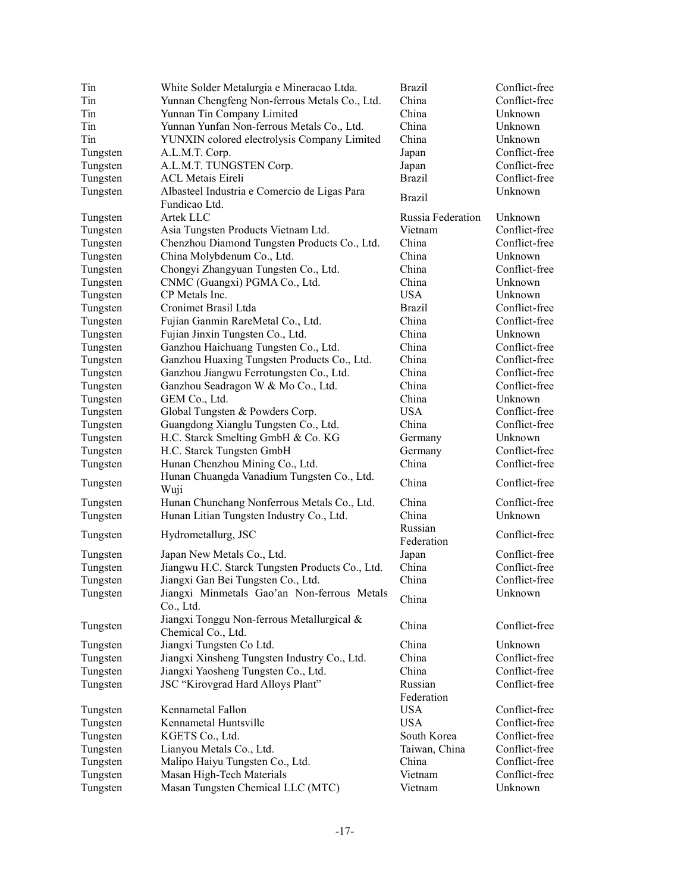| | | | |
|---|---|---|---|
| Tin | White Solder Metalurgia e Mineracao Ltda. | Brazil | Conflict-free |
| Tin | Yunnan Chengfeng Non-ferrous Metals Co., Ltd. | China | Conflict-free |
| Tin | Yunnan Tin Company Limited | China | Unknown |
| Tin | Yunnan Yunfan Non-ferrous Metals Co., Ltd. | China | Unknown |
| Tin | YUNXIN colored electrolysis Company Limited | China | Unknown |
| Tungsten | A.L.M.T. Corp. | Japan | Conflict-free |
| Tungsten | A.L.M.T. TUNGSTEN Corp. | Japan | Conflict-free |
| Tungsten | ACL Metais Eireli | Brazil | Conflict-free |
| Tungsten | Albasteel Industria e Comercio de Ligas Para Fundicao Ltd. | Brazil | Unknown |
| Tungsten | Artek LLC | Russia Federation | Unknown |
| Tungsten | Asia Tungsten Products Vietnam Ltd. | Vietnam | Conflict-free |
| Tungsten | Chenzhou Diamond Tungsten Products Co., Ltd. | China | Conflict-free |
| Tungsten | China Molybdenum Co., Ltd. | China | Unknown |
| Tungsten | Chongyi Zhangyuan Tungsten Co., Ltd. | China | Conflict-free |
| Tungsten | CNMC (Guangxi) PGMA Co., Ltd. | China | Unknown |
| Tungsten | CP Metals Inc. | USA | Unknown |
| Tungsten | Cronimet Brasil Ltda | Brazil | Conflict-free |
| Tungsten | Fujian Ganmin RareMetal Co., Ltd. | China | Conflict-free |
| Tungsten | Fujian Jinxin Tungsten Co., Ltd. | China | Unknown |
| Tungsten | Ganzhou Haichuang Tungsten Co., Ltd. | China | Conflict-free |
| Tungsten | Ganzhou Huaxing Tungsten Products Co., Ltd. | China | Conflict-free |
| Tungsten | Ganzhou Jiangwu Ferrotungsten Co., Ltd. | China | Conflict-free |
| Tungsten | Ganzhou Seadragon W & Mo Co., Ltd. | China | Conflict-free |
| Tungsten | GEM Co., Ltd. | China | Unknown |
| Tungsten | Global Tungsten & Powders Corp. | USA | Conflict-free |
| Tungsten | Guangdong Xianglu Tungsten Co., Ltd. | China | Conflict-free |
| Tungsten | H.C. Starck Smelting GmbH & Co. KG | Germany | Unknown |
| Tungsten | H.C. Starck Tungsten GmbH | Germany | Conflict-free |
| Tungsten | Hunan Chenzhou Mining Co., Ltd. | China | Conflict-free |
| Tungsten | Hunan Chuangda Vanadium Tungsten Co., Ltd. Wuji | China | Conflict-free |
| Tungsten | Hunan Chunchang Nonferrous Metals Co., Ltd. | China | Conflict-free |
| Tungsten | Hunan Litian Tungsten Industry Co., Ltd. | China | Unknown |
| Tungsten | Hydrometallurg, JSC | Russian Federation | Conflict-free |
| Tungsten | Japan New Metals Co., Ltd. | Japan | Conflict-free |
| Tungsten | Jiangwu H.C. Starck Tungsten Products Co., Ltd. | China | Conflict-free |
| Tungsten | Jiangxi Gan Bei Tungsten Co., Ltd. | China | Conflict-free |
| Tungsten | Jiangxi Minmetals Gao'an Non-ferrous Metals Co., Ltd. | China | Unknown |
| Tungsten | Jiangxi Tonggu Non-ferrous Metallurgical & Chemical Co., Ltd. | China | Conflict-free |
| Tungsten | Jiangxi Tungsten Co Ltd. | China | Unknown |
| Tungsten | Jiangxi Xinsheng Tungsten Industry Co., Ltd. | China | Conflict-free |
| Tungsten | Jiangxi Yaosheng Tungsten Co., Ltd. | China | Conflict-free |
| Tungsten | JSC "Kirovgrad Hard Alloys Plant" | Russian Federation | Conflict-free |
| Tungsten | Kennametal Fallon | USA | Conflict-free |
| Tungsten | Kennametal Huntsville | USA | Conflict-free |
| Tungsten | KGETS Co., Ltd. | South Korea | Conflict-free |
| Tungsten | Lianyou Metals Co., Ltd. | Taiwan, China | Conflict-free |
| Tungsten | Malipo Haiyu Tungsten Co., Ltd. | China | Conflict-free |
| Tungsten | Masan High-Tech Materials | Vietnam | Conflict-free |
| Tungsten | Masan Tungsten Chemical LLC (MTC) | Vietnam | Unknown |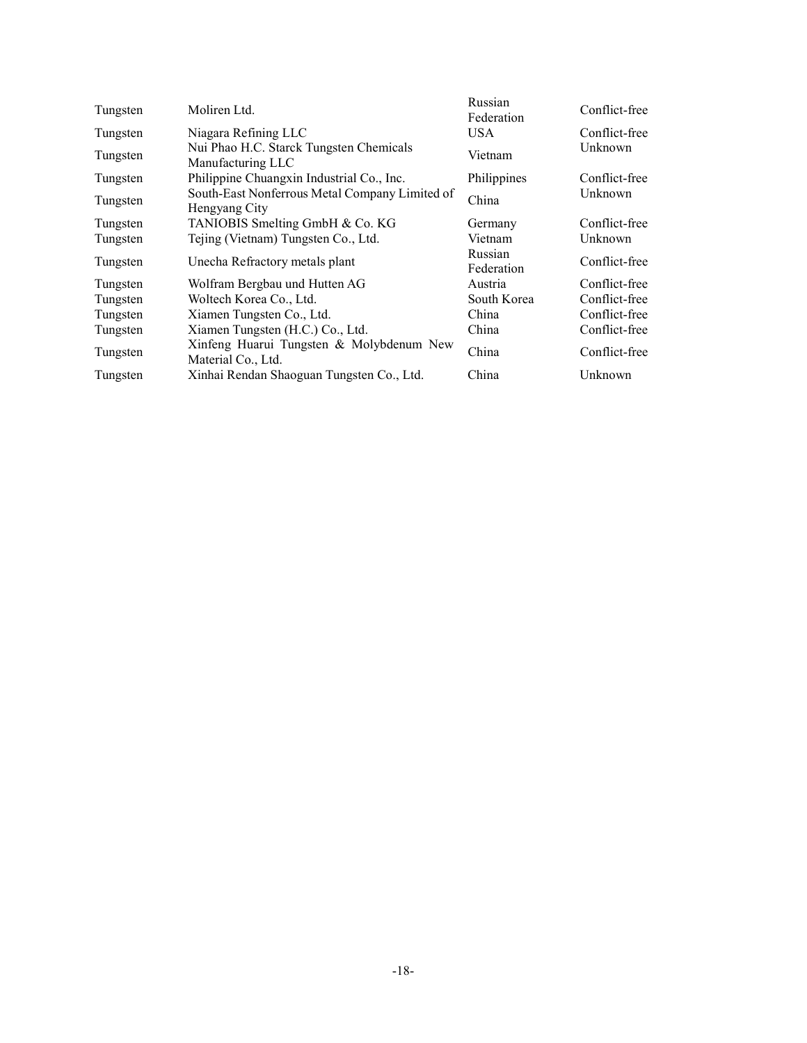| | | | |
|---|---|---|---|
| Tungsten | Moliren Ltd. | Russian Federation | Conflict-free |
| Tungsten | Niagara Refining LLC | USA | Conflict-free |
| Tungsten | Nui Phao H.C. Starck Tungsten Chemicals Manufacturing LLC | Vietnam | Unknown |
| Tungsten | Philippine Chuangxin Industrial Co., Inc. | Philippines | Conflict-free |
| Tungsten | South-East Nonferrous Metal Company Limited of Hengyang City | China | Unknown |
| Tungsten | TANIOBIS Smelting GmbH & Co. KG | Germany | Conflict-free |
| Tungsten | Tejing (Vietnam) Tungsten Co., Ltd. | Vietnam | Unknown |
| Tungsten | Unecha Refractory metals plant | Russian Federation | Conflict-free |
| Tungsten | Wolfram Bergbau und Hutten AG | Austria | Conflict-free |
| Tungsten | Woltech Korea Co., Ltd. | South Korea | Conflict-free |
| Tungsten | Xiamen Tungsten Co., Ltd. | China | Conflict-free |
| Tungsten | Xiamen Tungsten (H.C.) Co., Ltd. | China | Conflict-free |
| Tungsten | Xinfeng Huarui Tungsten & Molybdenum New Material Co., Ltd. | China | Conflict-free |
| Tungsten | Xinhai Rendan Shaoguan Tungsten Co., Ltd. | China | Unknown |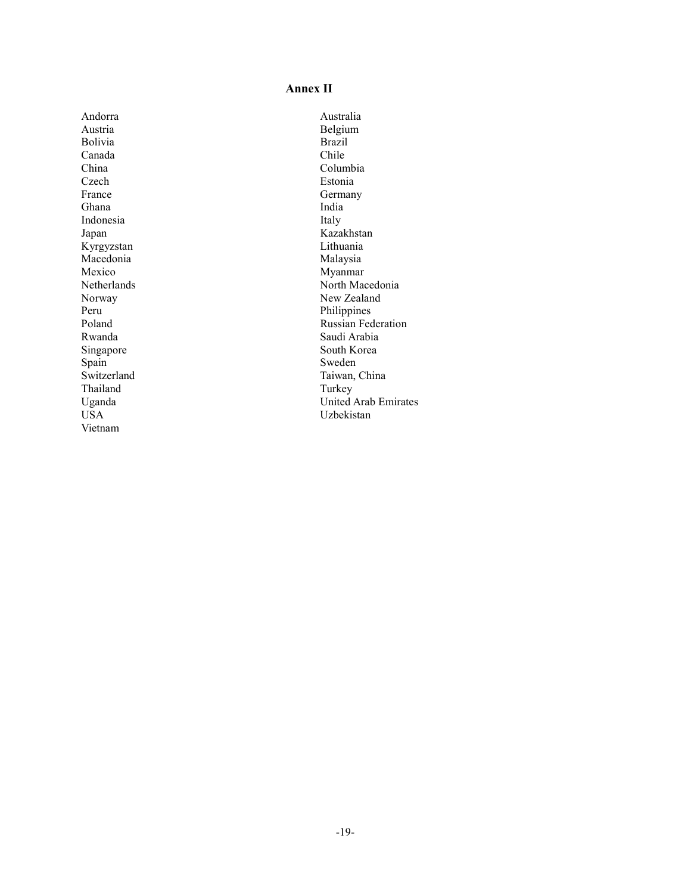## Annex II

Andorra
Australia
Austria
Belgium
Bolivia
Brazil
Canada
Chile
China
Columbia
Czech
Estonia
France
Germany
Ghana
India
Indonesia
Italy
Japan
Kazakhstan
Kyrgyzstan
Lithuania
Macedonia
Malaysia
Mexico
Myanmar
Netherlands
North Macedonia
Norway
New Zealand
Peru
Philippines
Poland
Russian Federation
Rwanda
Saudi Arabia
Singapore
South Korea
Spain
Sweden
Switzerland
Taiwan, China
Thailand
Turkey
Uganda
United Arab Emirates
USA
Uzbekistan
Vietnam